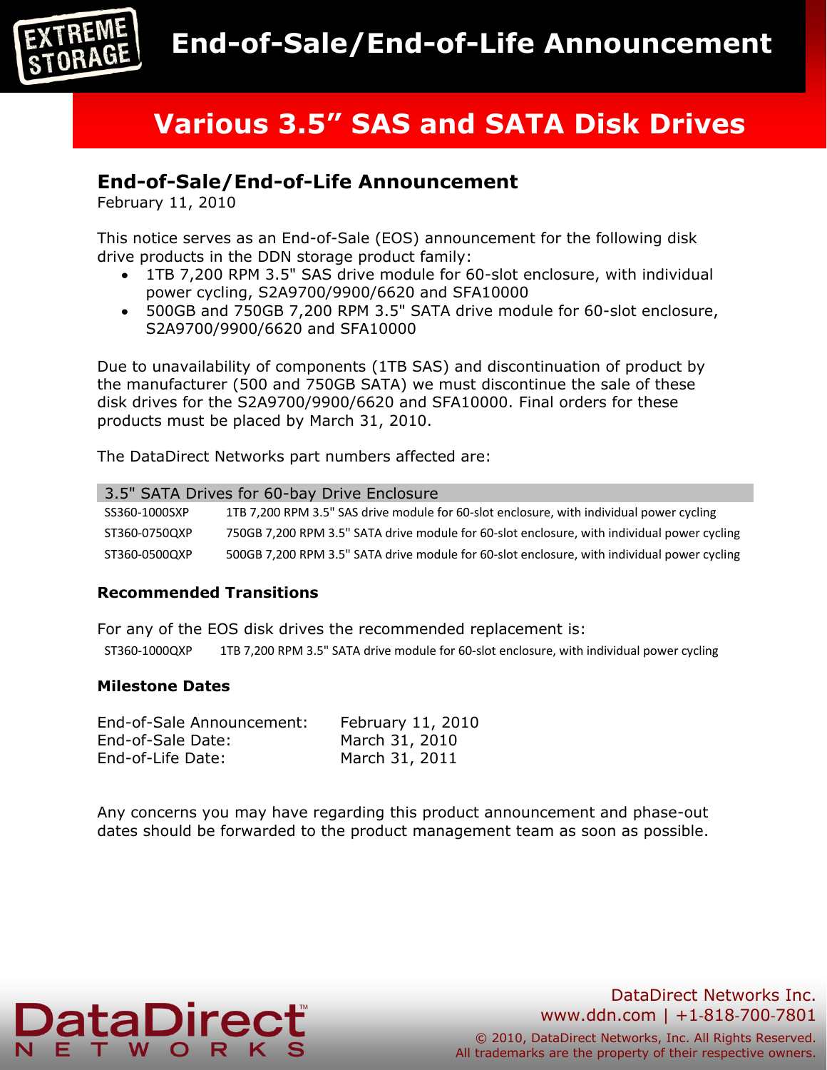# End-of-Sale/End-of-Life Announcement

## Various 3.5" SAS and SATA Disk Drives

### End-of-Sale/End-of-Life Announcement

February 11, 2010

This notice serves as an End-of-Sale (EOS) announcement for the following disk drive products in the DDN storage product family:

- 1TB 7,200 RPM 3.5" SAS drive module for 60-slot enclosure, with individual power cycling, S2A9700/9900/6620 and SFA10000
- 500GB and 750GB 7,200 RPM 3.5" SATA drive module for 60-slot enclosure, S2A9700/9900/6620 and SFA10000

Due to unavailability of components (1TB SAS) and discontinuation of product by the manufacturer (500 and 750GB SATA) we must discontinue the sale of these disk drives for the S2A9700/9900/6620 and SFA10000. Final orders for these products must be placed by March 31, 2010.

The DataDirect Networks part numbers affected are:

| 3.5" SATA Drives for 60-bay Drive Enclosure | |
|---|---|
| SS360-1000SXP | 1TB 7,200 RPM 3.5" SAS drive module for 60-slot enclosure, with individual power cycling |
| ST360-0750QXP | 750GB 7,200 RPM 3.5" SATA drive module for 60-slot enclosure, with individual power cycling |
| ST360-0500QXP | 500GB 7,200 RPM 3.5" SATA drive module for 60-slot enclosure, with individual power cycling |

**Recommended Transitions**

For any of the EOS disk drives the recommended replacement is:

ST360-1000QXP 1TB 7,200 RPM 3.5" SATA drive module for 60-slot enclosure, with individual power cycling

**Milestone Dates**

| | |
|---|---|
| End-of-Sale Announcement: | February 11, 2010 |
| End-of-Sale Date: | March 31, 2010 |
| End-of-Life Date: | March 31, 2011 |

Any concerns you may have regarding this product announcement and phase-out dates should be forwarded to the product management team as soon as possible.

DataDirect Networks Inc.
www.ddn.com | +1-818-700-7801

© 2010, DataDirect Networks, Inc. All Rights Reserved.
All trademarks are the property of their respective owners.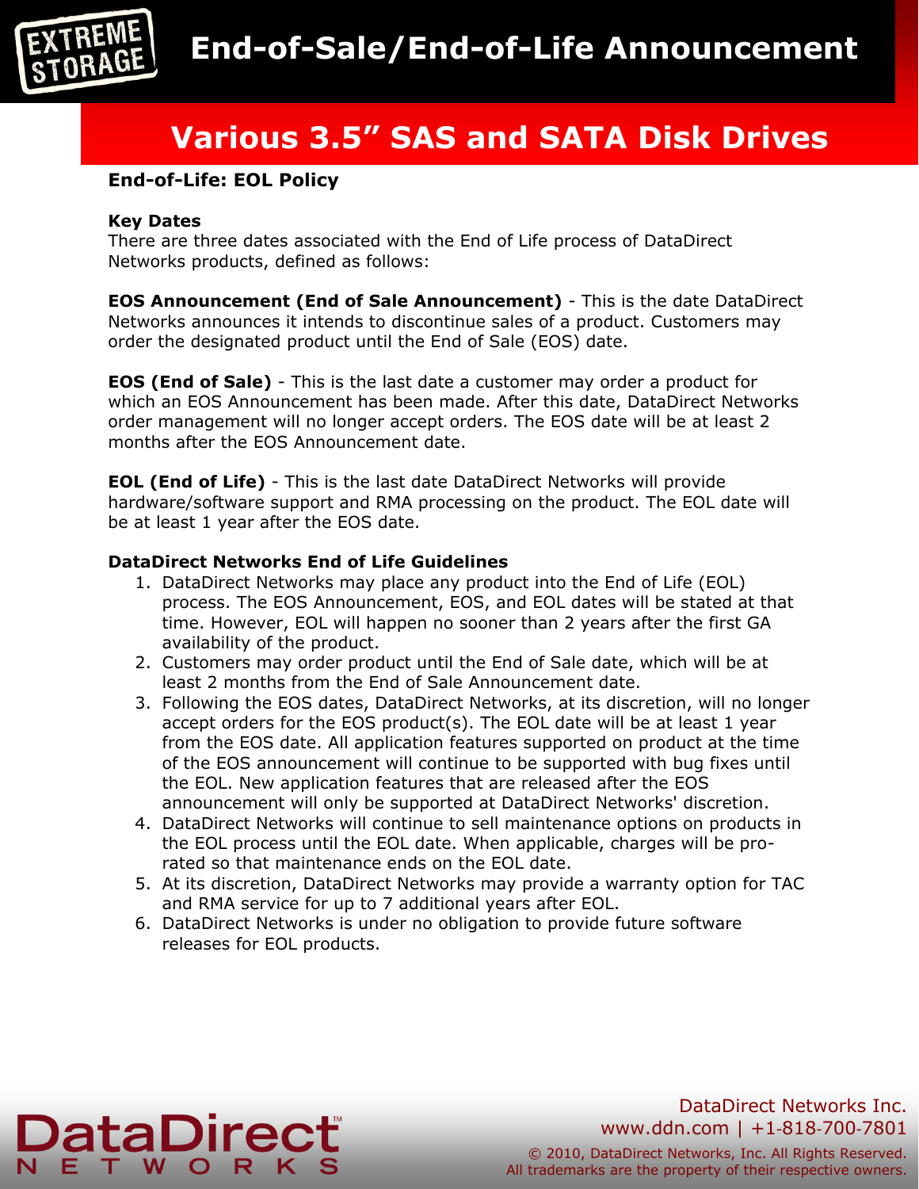# End-of-Sale/End-of-Life Announcement

## Various 3.5" SAS and SATA Disk Drives

### End-of-Life: EOL Policy

**Key Dates**
There are three dates associated with the End of Life process of DataDirect Networks products, defined as follows:

**EOS Announcement (End of Sale Announcement)** - This is the date DataDirect Networks announces it intends to discontinue sales of a product. Customers may order the designated product until the End of Sale (EOS) date.

**EOS (End of Sale)** - This is the last date a customer may order a product for which an EOS Announcement has been made. After this date, DataDirect Networks order management will no longer accept orders. The EOS date will be at least 2 months after the EOS Announcement date.

**EOL (End of Life)** - This is the last date DataDirect Networks will provide hardware/software support and RMA processing on the product. The EOL date will be at least 1 year after the EOS date.

**DataDirect Networks End of Life Guidelines**

1. DataDirect Networks may place any product into the End of Life (EOL) process. The EOS Announcement, EOS, and EOL dates will be stated at that time. However, EOL will happen no sooner than 2 years after the first GA availability of the product.
2. Customers may order product until the End of Sale date, which will be at least 2 months from the End of Sale Announcement date.
3. Following the EOS dates, DataDirect Networks, at its discretion, will no longer accept orders for the EOS product(s). The EOL date will be at least 1 year from the EOS date. All application features supported on product at the time of the EOS announcement will continue to be supported with bug fixes until the EOL. New application features that are released after the EOS announcement will only be supported at DataDirect Networks' discretion.
4. DataDirect Networks will continue to sell maintenance options on products in the EOL process until the EOL date. When applicable, charges will be pro-rated so that maintenance ends on the EOL date.
5. At its discretion, DataDirect Networks may provide a warranty option for TAC and RMA service for up to 7 additional years after EOL.
6. DataDirect Networks is under no obligation to provide future software releases for EOL products.

DataDirect Networks Inc.
www.ddn.com | +1-818-700-7801
© 2010, DataDirect Networks, Inc. All Rights Reserved.
All trademarks are the property of their respective owners.